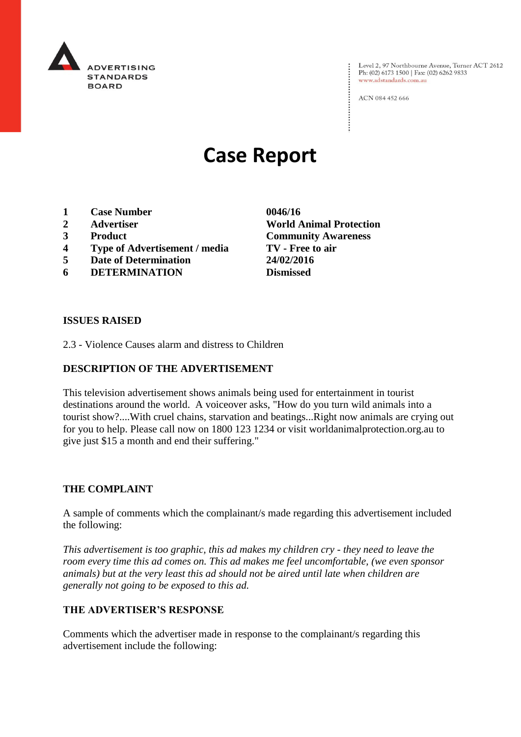ADVERTISING STANDARDS BOARD

Level 2, 97 Northbourne Avenue, Turner ACT 2612
Ph: (02) 6173 1500 | Fax: (02) 6262 9833
www.adstandards.com.au

ACN 084 452 666

# Case Report

| | | |
|---|---|---|
| **1** | **Case Number** | **0046/16** |
| **2** | **Advertiser** | **World Animal Protection** |
| **3** | **Product** | **Community Awareness** |
| **4** | **Type of Advertisement / media** | **TV - Free to air** |
| **5** | **Date of Determination** | **24/02/2016** |
| **6** | **DETERMINATION** | **Dismissed** |

## ISSUES RAISED

2.3 - Violence Causes alarm and distress to Children

## DESCRIPTION OF THE ADVERTISEMENT

This television advertisement shows animals being used for entertainment in tourist destinations around the world. A voiceover asks, "How do you turn wild animals into a tourist show?....With cruel chains, starvation and beatings...Right now animals are crying out for you to help. Please call now on 1800 123 1234 or visit worldanimalprotection.org.au to give just $15 a month and end their suffering."

## THE COMPLAINT

A sample of comments which the complainant/s made regarding this advertisement included the following:

*This advertisement is too graphic, this ad makes my children cry - they need to leave the room every time this ad comes on. This ad makes me feel uncomfortable, (we even sponsor animals) but at the very least this ad should not be aired until late when children are generally not going to be exposed to this ad.*

## THE ADVERTISER'S RESPONSE

Comments which the advertiser made in response to the complainant/s regarding this advertisement include the following: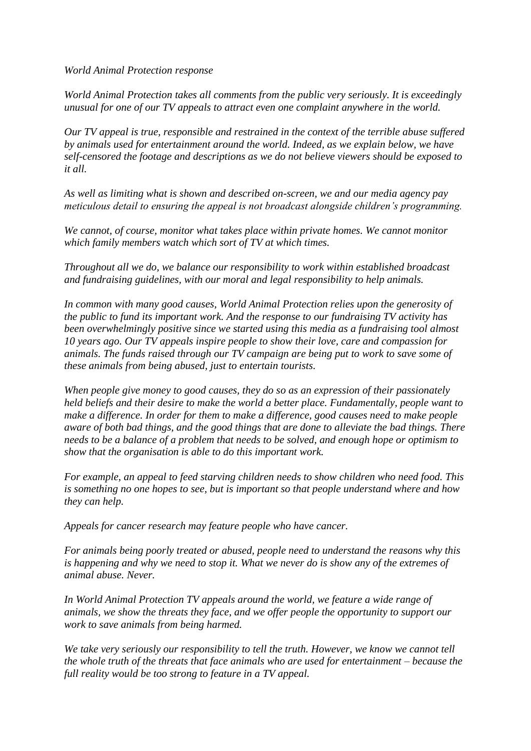*World Animal Protection response*

*World Animal Protection takes all comments from the public very seriously. It is exceedingly unusual for one of our TV appeals to attract even one complaint anywhere in the world.*

*Our TV appeal is true, responsible and restrained in the context of the terrible abuse suffered by animals used for entertainment around the world. Indeed, as we explain below, we have self-censored the footage and descriptions as we do not believe viewers should be exposed to it all.*

*As well as limiting what is shown and described on-screen, we and our media agency pay meticulous detail to ensuring the appeal is not broadcast alongside children's programming.*

*We cannot, of course, monitor what takes place within private homes. We cannot monitor which family members watch which sort of TV at which times.*

*Throughout all we do, we balance our responsibility to work within established broadcast and fundraising guidelines, with our moral and legal responsibility to help animals.*

*In common with many good causes, World Animal Protection relies upon the generosity of the public to fund its important work. And the response to our fundraising TV activity has been overwhelmingly positive since we started using this media as a fundraising tool almost 10 years ago. Our TV appeals inspire people to show their love, care and compassion for animals. The funds raised through our TV campaign are being put to work to save some of these animals from being abused, just to entertain tourists.*

*When people give money to good causes, they do so as an expression of their passionately held beliefs and their desire to make the world a better place. Fundamentally, people want to make a difference. In order for them to make a difference, good causes need to make people aware of both bad things, and the good things that are done to alleviate the bad things. There needs to be a balance of a problem that needs to be solved, and enough hope or optimism to show that the organisation is able to do this important work.*

*For example, an appeal to feed starving children needs to show children who need food. This is something no one hopes to see, but is important so that people understand where and how they can help.*

*Appeals for cancer research may feature people who have cancer.*

*For animals being poorly treated or abused, people need to understand the reasons why this is happening and why we need to stop it. What we never do is show any of the extremes of animal abuse. Never.*

*In World Animal Protection TV appeals around the world, we feature a wide range of animals, we show the threats they face, and we offer people the opportunity to support our work to save animals from being harmed.*

*We take very seriously our responsibility to tell the truth. However, we know we cannot tell the whole truth of the threats that face animals who are used for entertainment – because the full reality would be too strong to feature in a TV appeal.*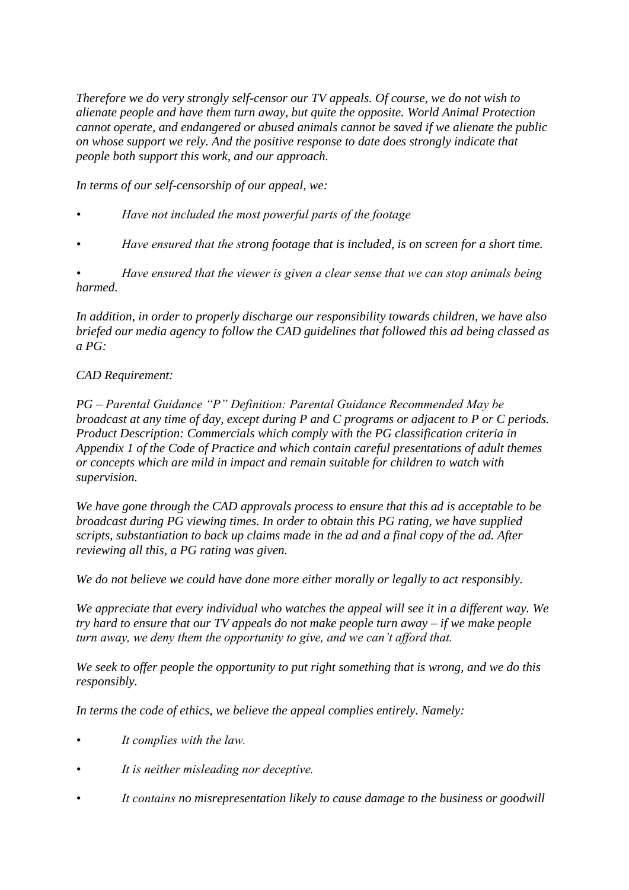*Therefore we do very strongly self-censor our TV appeals. Of course, we do not wish to alienate people and have them turn away, but quite the opposite. World Animal Protection cannot operate, and endangered or abused animals cannot be saved if we alienate the public on whose support we rely. And the positive response to date does strongly indicate that people both support this work, and our approach.*

*In terms of our self-censorship of our appeal, we:*

- *Have not included the most powerful parts of the footage*
- *Have ensured that the strong footage that is included, is on screen for a short time.*
- *Have ensured that the viewer is given a clear sense that we can stop animals being harmed.*

*In addition, in order to properly discharge our responsibility towards children, we have also briefed our media agency to follow the CAD guidelines that followed this ad being classed as a PG:*

*CAD Requirement:*

*PG – Parental Guidance "P" Definition: Parental Guidance Recommended May be broadcast at any time of day, except during P and C programs or adjacent to P or C periods. Product Description: Commercials which comply with the PG classification criteria in Appendix 1 of the Code of Practice and which contain careful presentations of adult themes or concepts which are mild in impact and remain suitable for children to watch with supervision.*

*We have gone through the CAD approvals process to ensure that this ad is acceptable to be broadcast during PG viewing times. In order to obtain this PG rating, we have supplied scripts, substantiation to back up claims made in the ad and a final copy of the ad. After reviewing all this, a PG rating was given.*

*We do not believe we could have done more either morally or legally to act responsibly.*

*We appreciate that every individual who watches the appeal will see it in a different way. We try hard to ensure that our TV appeals do not make people turn away – if we make people turn away, we deny them the opportunity to give, and we can't afford that.*

*We seek to offer people the opportunity to put right something that is wrong, and we do this responsibly.*

*In terms the code of ethics, we believe the appeal complies entirely. Namely:*

- *It complies with the law.*
- *It is neither misleading nor deceptive.*
- *It contains no misrepresentation likely to cause damage to the business or goodwill*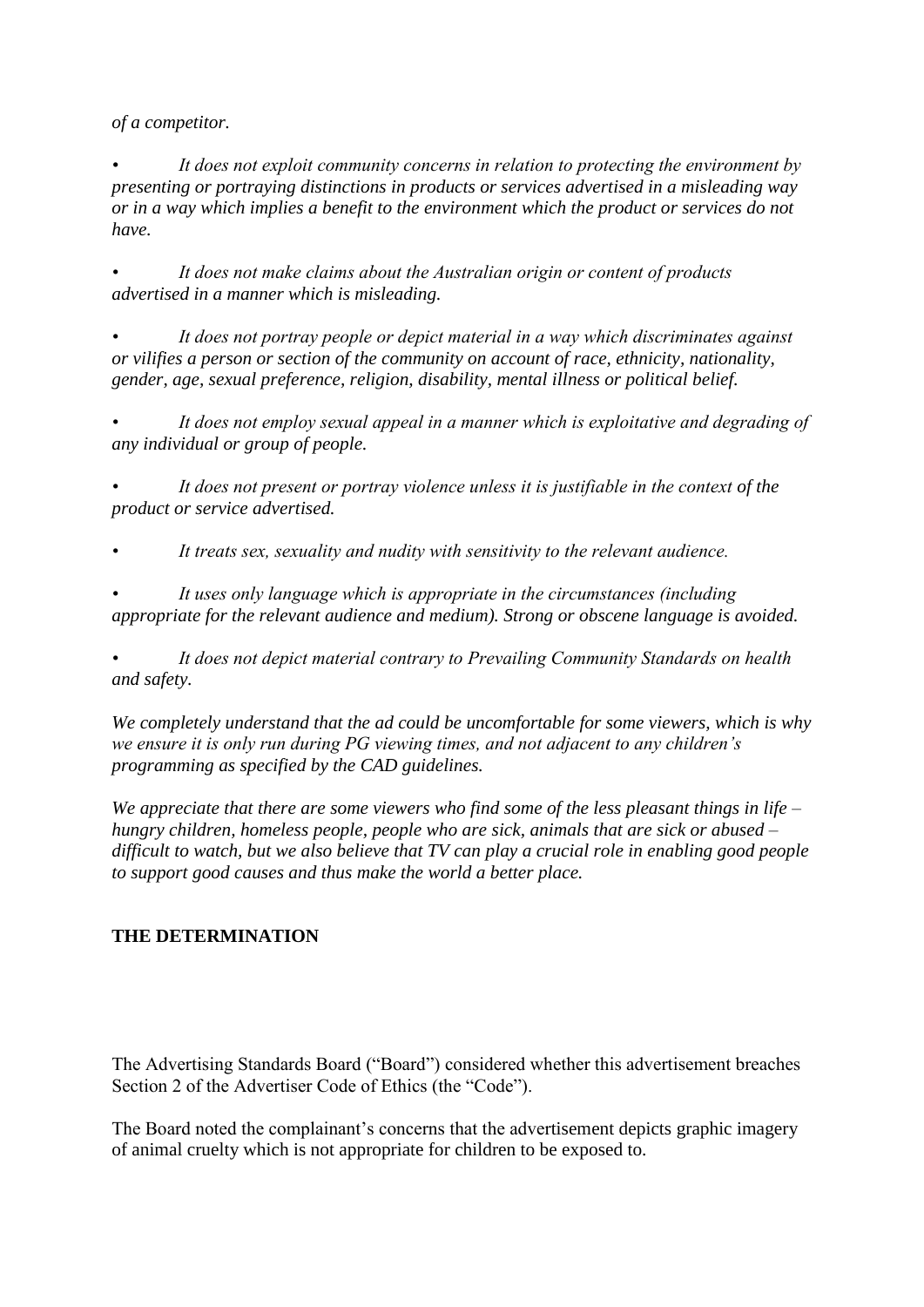*of a competitor.*

*•	It does not exploit community concerns in relation to protecting the environment by presenting or portraying distinctions in products or services advertised in a misleading way or in a way which implies a benefit to the environment which the product or services do not have.*

*•	It does not make claims about the Australian origin or content of products advertised in a manner which is misleading.*

*•	It does not portray people or depict material in a way which discriminates against or vilifies a person or section of the community on account of race, ethnicity, nationality, gender, age, sexual preference, religion, disability, mental illness or political belief.*

*•	It does not employ sexual appeal in a manner which is exploitative and degrading of any individual or group of people.*

*•	It does not present or portray violence unless it is justifiable in the context of the product or service advertised.*

*•	It treats sex, sexuality and nudity with sensitivity to the relevant audience.*

*•	It uses only language which is appropriate in the circumstances (including appropriate for the relevant audience and medium). Strong or obscene language is avoided.*

*•	It does not depict material contrary to Prevailing Community Standards on health and safety.*

*We completely understand that the ad could be uncomfortable for some viewers, which is why we ensure it is only run during PG viewing times, and not adjacent to any children's programming as specified by the CAD guidelines.*

*We appreciate that there are some viewers who find some of the less pleasant things in life – hungry children, homeless people, people who are sick, animals that are sick or abused – difficult to watch, but we also believe that TV can play a crucial role in enabling good people to support good causes and thus make the world a better place.*

## THE DETERMINATION

The Advertising Standards Board ("Board") considered whether this advertisement breaches Section 2 of the Advertiser Code of Ethics (the "Code").

The Board noted the complainant's concerns that the advertisement depicts graphic imagery of animal cruelty which is not appropriate for children to be exposed to.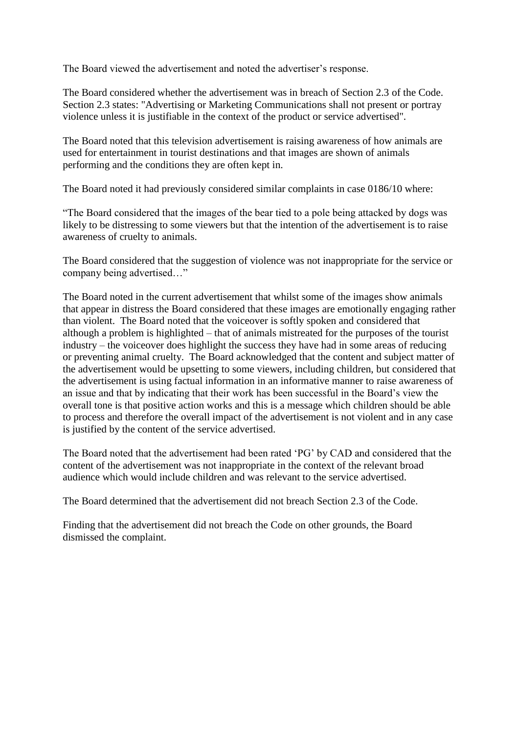The Board viewed the advertisement and noted the advertiser's response.

The Board considered whether the advertisement was in breach of Section 2.3 of the Code. Section 2.3 states: "Advertising or Marketing Communications shall not present or portray violence unless it is justifiable in the context of the product or service advertised".

The Board noted that this television advertisement is raising awareness of how animals are used for entertainment in tourist destinations and that images are shown of animals performing and the conditions they are often kept in.

The Board noted it had previously considered similar complaints in case 0186/10 where:

"The Board considered that the images of the bear tied to a pole being attacked by dogs was likely to be distressing to some viewers but that the intention of the advertisement is to raise awareness of cruelty to animals.

The Board considered that the suggestion of violence was not inappropriate for the service or company being advertised…"

The Board noted in the current advertisement that whilst some of the images show animals that appear in distress the Board considered that these images are emotionally engaging rather than violent. The Board noted that the voiceover is softly spoken and considered that although a problem is highlighted – that of animals mistreated for the purposes of the tourist industry – the voiceover does highlight the success they have had in some areas of reducing or preventing animal cruelty. The Board acknowledged that the content and subject matter of the advertisement would be upsetting to some viewers, including children, but considered that the advertisement is using factual information in an informative manner to raise awareness of an issue and that by indicating that their work has been successful in the Board's view the overall tone is that positive action works and this is a message which children should be able to process and therefore the overall impact of the advertisement is not violent and in any case is justified by the content of the service advertised.

The Board noted that the advertisement had been rated 'PG' by CAD and considered that the content of the advertisement was not inappropriate in the context of the relevant broad audience which would include children and was relevant to the service advertised.

The Board determined that the advertisement did not breach Section 2.3 of the Code.

Finding that the advertisement did not breach the Code on other grounds, the Board dismissed the complaint.